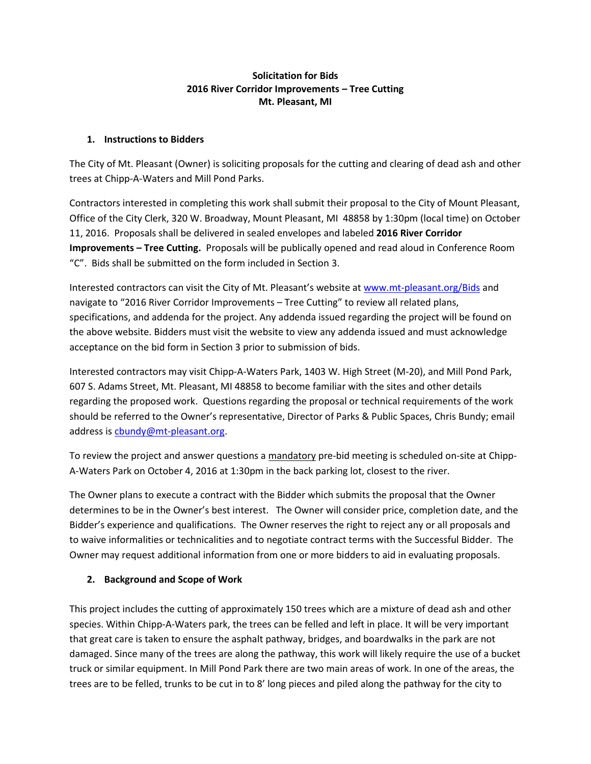**Solicitation for Bids**
**2016 River Corridor Improvements – Tree Cutting**
**Mt. Pleasant, MI**

## 1. Instructions to Bidders

The City of Mt. Pleasant (Owner) is soliciting proposals for the cutting and clearing of dead ash and other trees at Chipp-A-Waters and Mill Pond Parks.

Contractors interested in completing this work shall submit their proposal to the City of Mount Pleasant, Office of the City Clerk, 320 W. Broadway, Mount Pleasant, MI 48858 by 1:30pm (local time) on October 11, 2016. Proposals shall be delivered in sealed envelopes and labeled **2016 River Corridor Improvements – Tree Cutting.** Proposals will be publically opened and read aloud in Conference Room "C". Bids shall be submitted on the form included in Section 3.

Interested contractors can visit the City of Mt. Pleasant's website at [www.mt-pleasant.org/Bids](www.mt-pleasant.org/Bids) and navigate to "2016 River Corridor Improvements – Tree Cutting" to review all related plans, specifications, and addenda for the project. Any addenda issued regarding the project will be found on the above website. Bidders must visit the website to view any addenda issued and must acknowledge acceptance on the bid form in Section 3 prior to submission of bids.

Interested contractors may visit Chipp-A-Waters Park, 1403 W. High Street (M-20), and Mill Pond Park, 607 S. Adams Street, Mt. Pleasant, MI 48858 to become familiar with the sites and other details regarding the proposed work. Questions regarding the proposal or technical requirements of the work should be referred to the Owner's representative, Director of Parks & Public Spaces, Chris Bundy; email address is [cbundy@mt-pleasant.org](mailto:cbundy@mt-pleasant.org).

To review the project and answer questions a <u>mandatory</u> pre-bid meeting is scheduled on-site at Chipp-A-Waters Park on October 4, 2016 at 1:30pm in the back parking lot, closest to the river.

The Owner plans to execute a contract with the Bidder which submits the proposal that the Owner determines to be in the Owner's best interest. The Owner will consider price, completion date, and the Bidder's experience and qualifications. The Owner reserves the right to reject any or all proposals and to waive informalities or technicalities and to negotiate contract terms with the Successful Bidder. The Owner may request additional information from one or more bidders to aid in evaluating proposals.

## 2. Background and Scope of Work

This project includes the cutting of approximately 150 trees which are a mixture of dead ash and other species. Within Chipp-A-Waters park, the trees can be felled and left in place. It will be very important that great care is taken to ensure the asphalt pathway, bridges, and boardwalks in the park are not damaged. Since many of the trees are along the pathway, this work will likely require the use of a bucket truck or similar equipment. In Mill Pond Park there are two main areas of work. In one of the areas, the trees are to be felled, trunks to be cut in to 8' long pieces and piled along the pathway for the city to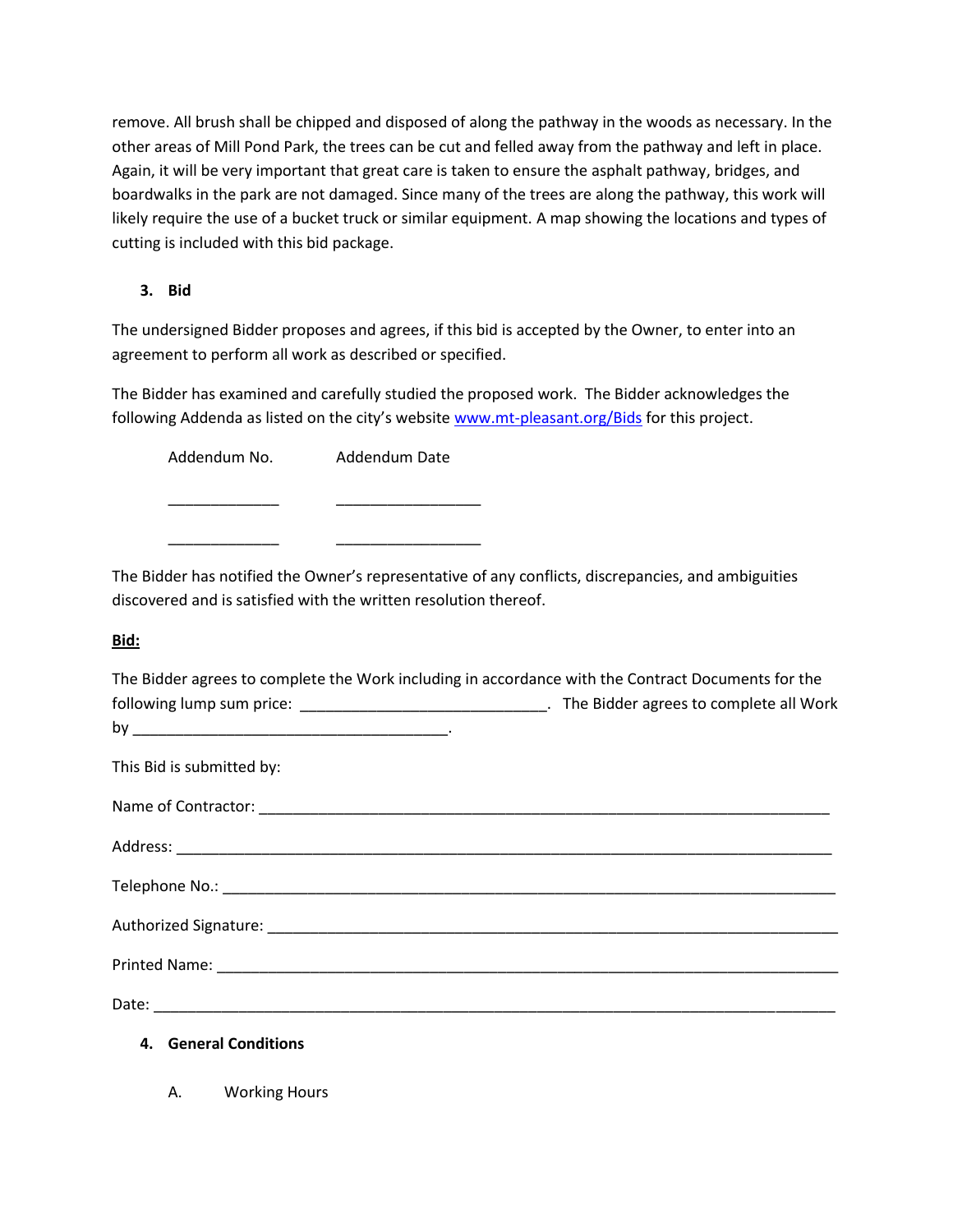remove. All brush shall be chipped and disposed of along the pathway in the woods as necessary. In the other areas of Mill Pond Park, the trees can be cut and felled away from the pathway and left in place. Again, it will be very important that great care is taken to ensure the asphalt pathway, bridges, and boardwalks in the park are not damaged. Since many of the trees are along the pathway, this work will likely require the use of a bucket truck or similar equipment. A map showing the locations and types of cutting is included with this bid package.

## 3. Bid

The undersigned Bidder proposes and agrees, if this bid is accepted by the Owner, to enter into an agreement to perform all work as described or specified.

The Bidder has examined and carefully studied the proposed work. The Bidder acknowledges the following Addenda as listed on the city's website www.mt-pleasant.org/Bids for this project.

| Addendum No. | Addendum Date |
| --- | --- |
| _____________ | _________________ |
| _____________ | _________________ |

The Bidder has notified the Owner's representative of any conflicts, discrepancies, and ambiguities discovered and is satisfied with the written resolution thereof.

**<u>Bid:</u>**

The Bidder agrees to complete the Work including in accordance with the Contract Documents for the following lump sum price: ____________________________. The Bidder agrees to complete all Work by ____________________________________.

This Bid is submitted by:

Name of Contractor: _________________________________________________________________

Address: ___________________________________________________________________________

Telephone No.: ______________________________________________________________________

Authorized Signature: _________________________________________________________________

Printed Name: ______________________________________________________________________

Date: ______________________________________________________________________________

## 4. General Conditions

A. Working Hours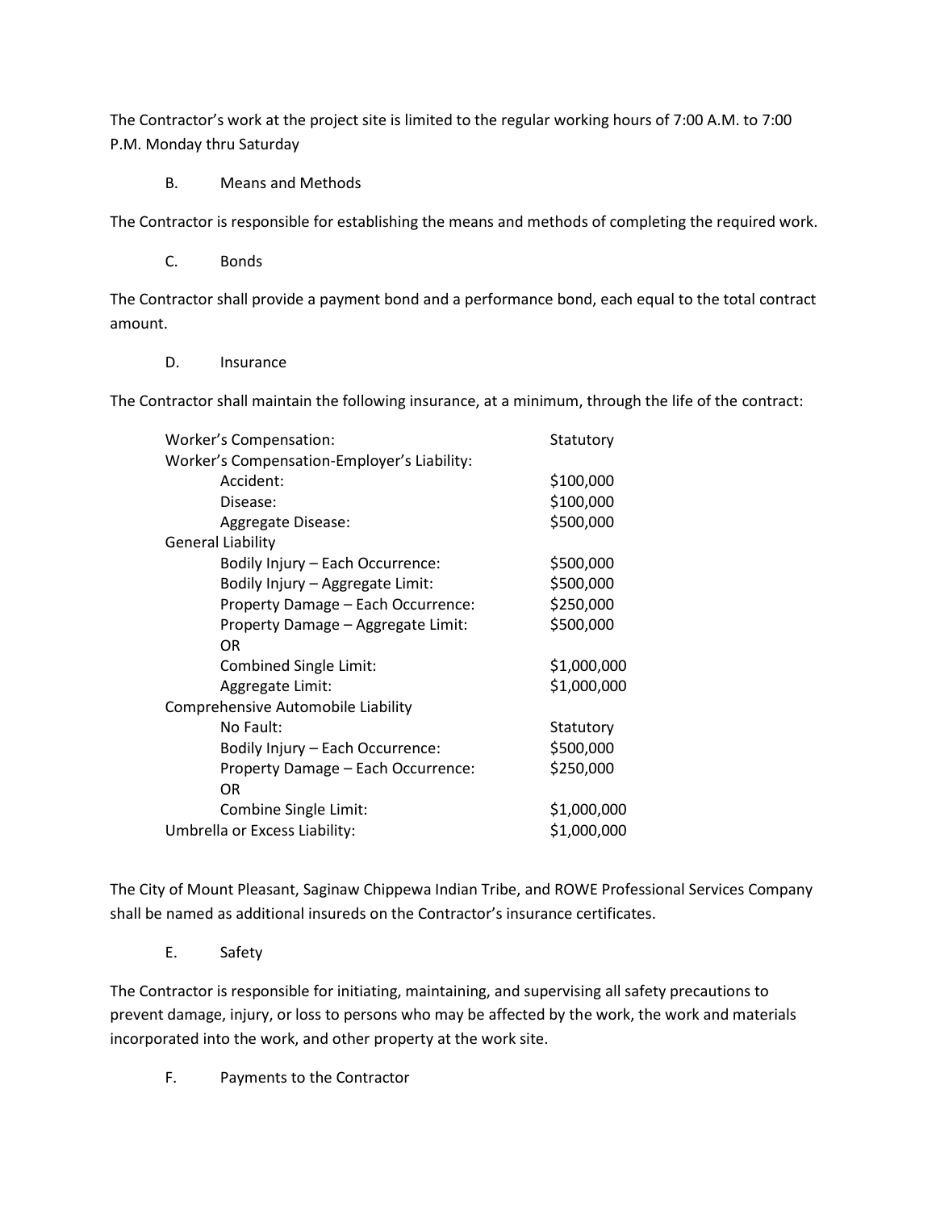The Contractor's work at the project site is limited to the regular working hours of 7:00 A.M. to 7:00 P.M. Monday thru Saturday

B. Means and Methods

The Contractor is responsible for establishing the means and methods of completing the required work.

C. Bonds

The Contractor shall provide a payment bond and a performance bond, each equal to the total contract amount.

D. Insurance

The Contractor shall maintain the following insurance, at a minimum, through the life of the contract:

| | |
|---|---|
| Worker's Compensation: | Statutory |
| Worker's Compensation-Employer's Liability: | |
| Accident: | $100,000 |
| Disease: | $100,000 |
| Aggregate Disease: | $500,000 |
| General Liability | |
| Bodily Injury – Each Occurrence: | $500,000 |
| Bodily Injury – Aggregate Limit: | $500,000 |
| Property Damage – Each Occurrence: | $250,000 |
| Property Damage – Aggregate Limit: | $500,000 |
| OR | |
| Combined Single Limit: | $1,000,000 |
| Aggregate Limit: | $1,000,000 |
| Comprehensive Automobile Liability | |
| No Fault: | Statutory |
| Bodily Injury – Each Occurrence: | $500,000 |
| Property Damage – Each Occurrence: | $250,000 |
| OR | |
| Combine Single Limit: | $1,000,000 |
| Umbrella or Excess Liability: | $1,000,000 |

The City of Mount Pleasant, Saginaw Chippewa Indian Tribe, and ROWE Professional Services Company shall be named as additional insureds on the Contractor's insurance certificates.

E. Safety

The Contractor is responsible for initiating, maintaining, and supervising all safety precautions to prevent damage, injury, or loss to persons who may be affected by the work, the work and materials incorporated into the work, and other property at the work site.

F. Payments to the Contractor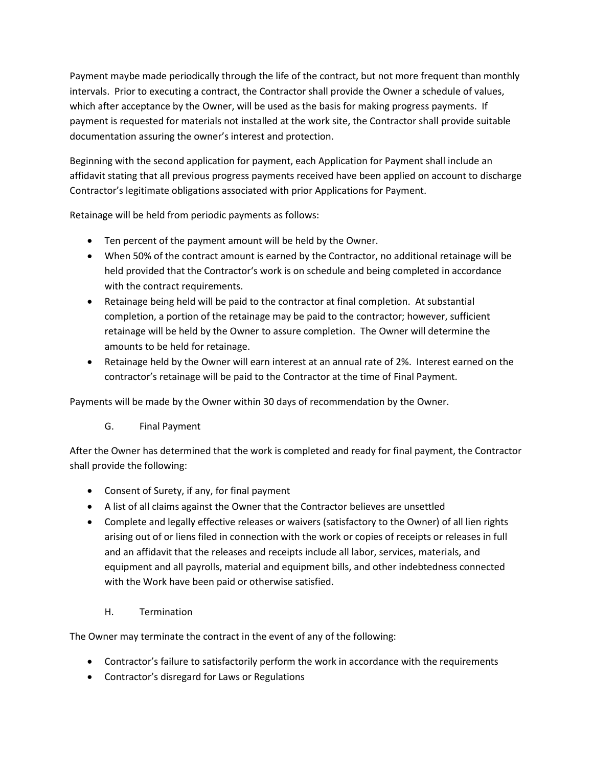Payment maybe made periodically through the life of the contract, but not more frequent than monthly intervals. Prior to executing a contract, the Contractor shall provide the Owner a schedule of values, which after acceptance by the Owner, will be used as the basis for making progress payments. If payment is requested for materials not installed at the work site, the Contractor shall provide suitable documentation assuring the owner's interest and protection.

Beginning with the second application for payment, each Application for Payment shall include an affidavit stating that all previous progress payments received have been applied on account to discharge Contractor's legitimate obligations associated with prior Applications for Payment.

Retainage will be held from periodic payments as follows:

- Ten percent of the payment amount will be held by the Owner.
- When 50% of the contract amount is earned by the Contractor, no additional retainage will be held provided that the Contractor's work is on schedule and being completed in accordance with the contract requirements.
- Retainage being held will be paid to the contractor at final completion. At substantial completion, a portion of the retainage may be paid to the contractor; however, sufficient retainage will be held by the Owner to assure completion. The Owner will determine the amounts to be held for retainage.
- Retainage held by the Owner will earn interest at an annual rate of 2%. Interest earned on the contractor's retainage will be paid to the Contractor at the time of Final Payment.

Payments will be made by the Owner within 30 days of recommendation by the Owner.

### G. Final Payment

After the Owner has determined that the work is completed and ready for final payment, the Contractor shall provide the following:

- Consent of Surety, if any, for final payment
- A list of all claims against the Owner that the Contractor believes are unsettled
- Complete and legally effective releases or waivers (satisfactory to the Owner) of all lien rights arising out of or liens filed in connection with the work or copies of receipts or releases in full and an affidavit that the releases and receipts include all labor, services, materials, and equipment and all payrolls, material and equipment bills, and other indebtedness connected with the Work have been paid or otherwise satisfied.

### H. Termination

The Owner may terminate the contract in the event of any of the following:

- Contractor's failure to satisfactorily perform the work in accordance with the requirements
- Contractor's disregard for Laws or Regulations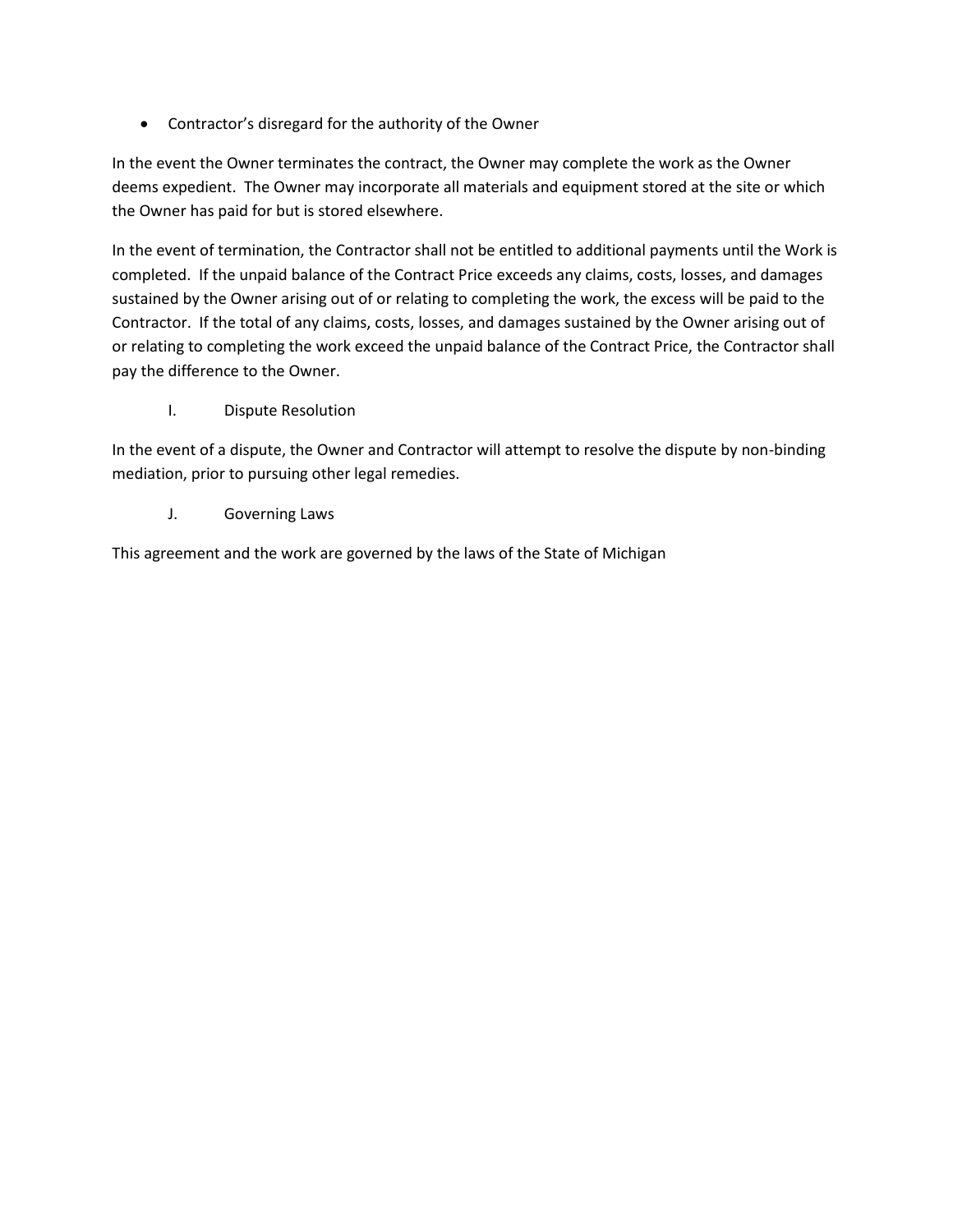- Contractor's disregard for the authority of the Owner

In the event the Owner terminates the contract, the Owner may complete the work as the Owner deems expedient. The Owner may incorporate all materials and equipment stored at the site or which the Owner has paid for but is stored elsewhere.

In the event of termination, the Contractor shall not be entitled to additional payments until the Work is completed. If the unpaid balance of the Contract Price exceeds any claims, costs, losses, and damages sustained by the Owner arising out of or relating to completing the work, the excess will be paid to the Contractor. If the total of any claims, costs, losses, and damages sustained by the Owner arising out of or relating to completing the work exceed the unpaid balance of the Contract Price, the Contractor shall pay the difference to the Owner.

## I. Dispute Resolution

In the event of a dispute, the Owner and Contractor will attempt to resolve the dispute by non-binding mediation, prior to pursuing other legal remedies.

## J. Governing Laws

This agreement and the work are governed by the laws of the State of Michigan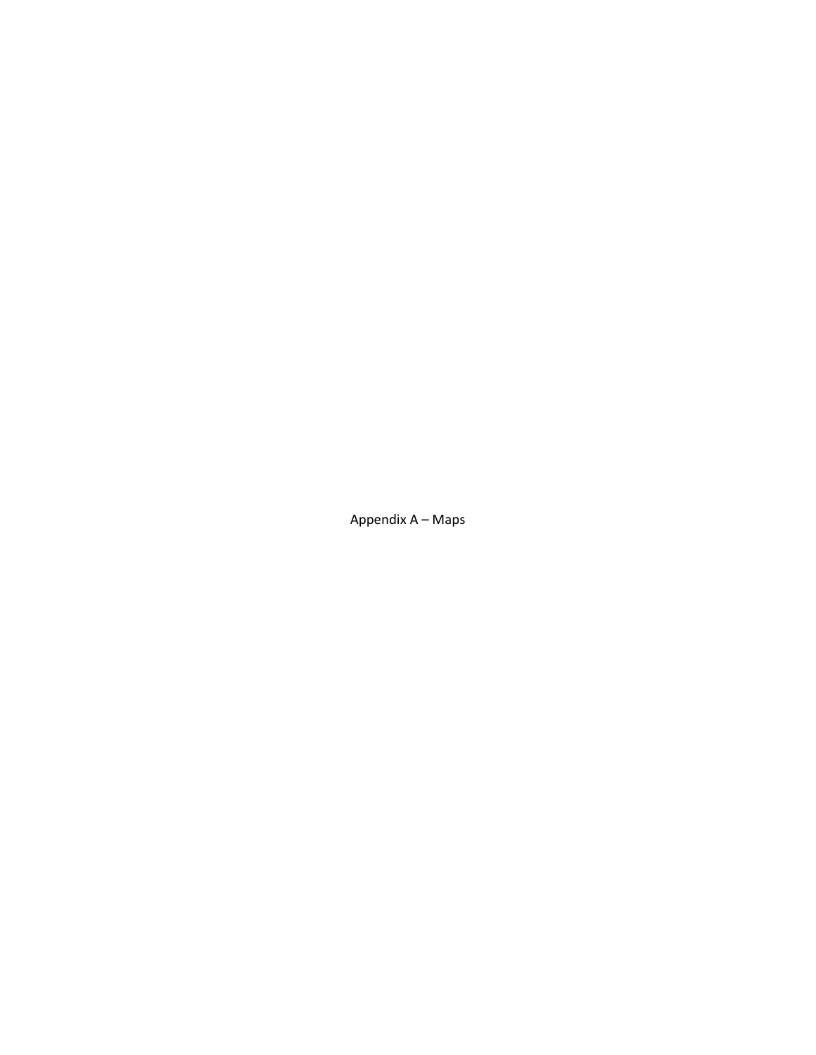Appendix A – Maps